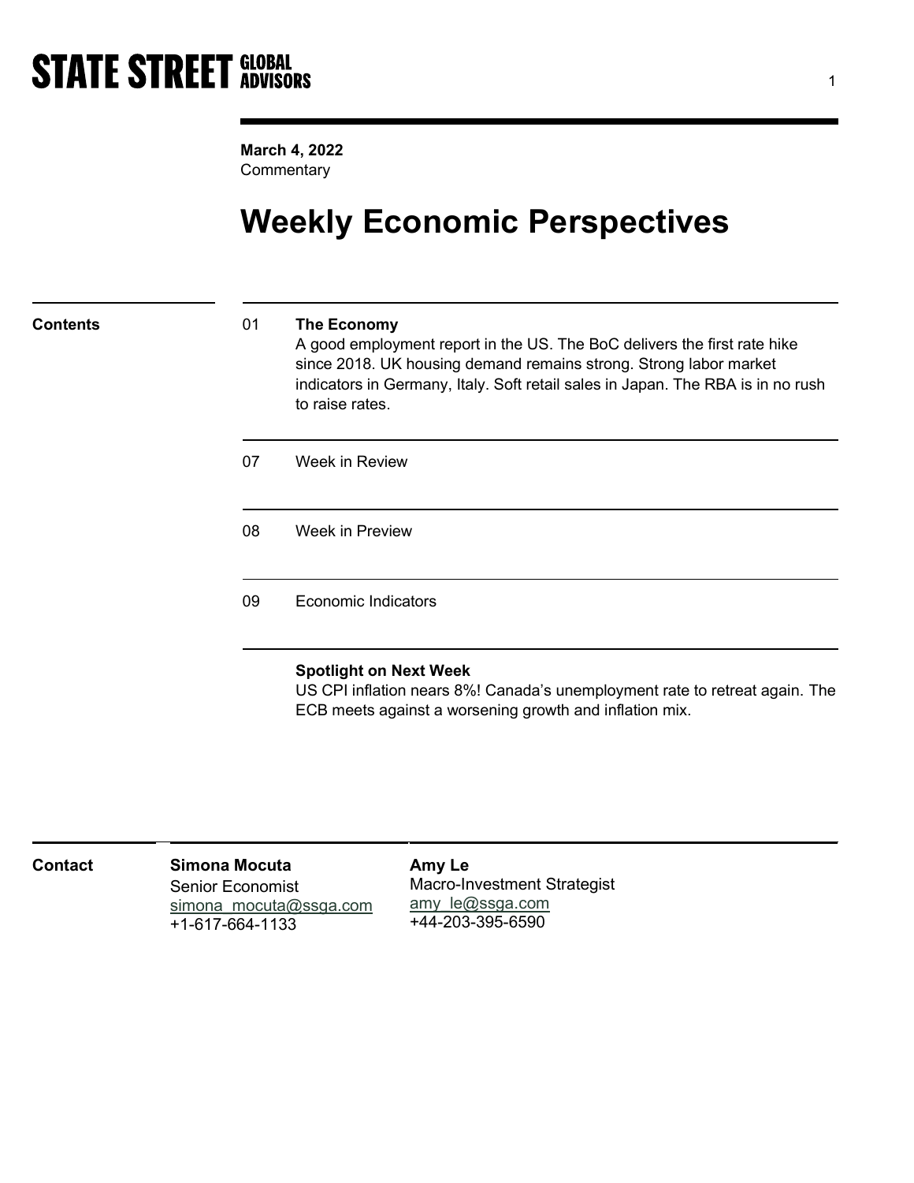**STATE STREET GLOBAL ADVISORS**

**March 4, 2022**
Commentary

# Weekly Economic Perspectives

## Contents

| | |
|---|---|
| 01 | **The Economy** A good employment report in the US. The BoC delivers the first rate hike since 2018. UK housing demand remains strong. Strong labor market indicators in Germany, Italy. Soft retail sales in Japan. The RBA is in no rush to raise rates. |
| 07 | Week in Review |
| 08 | Week in Preview |
| 09 | Economic Indicators |

**Spotlight on Next Week**
US CPI inflation nears 8%! Canada's unemployment rate to retreat again. The ECB meets against a worsening growth and inflation mix.

## Contact

**Simona Mocuta**
Senior Economist
simona_mocuta@ssga.com
+1-617-664-1133

**Amy Le**
Macro-Investment Strategist
amy_le@ssga.com
+44-203-395-6590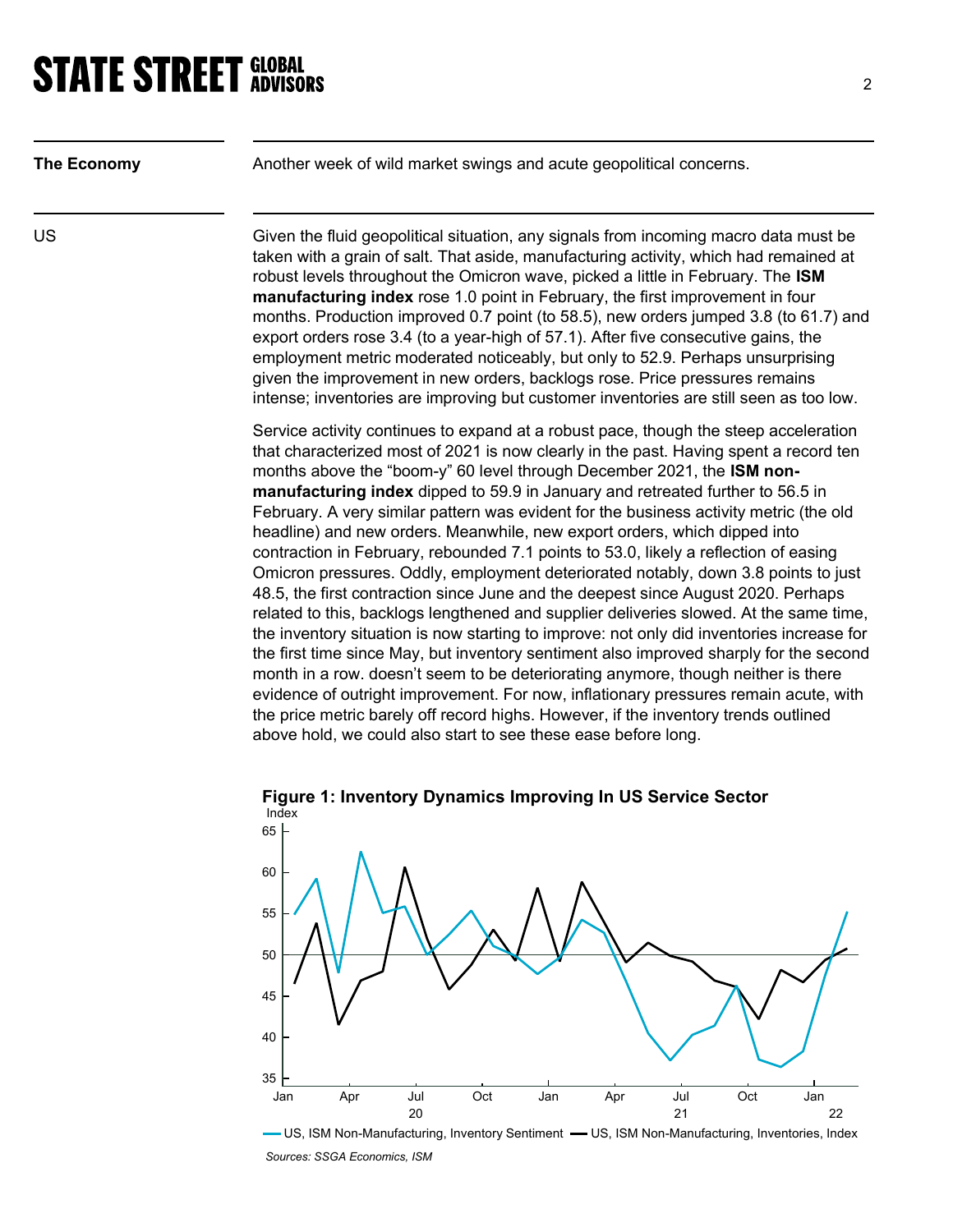**The Economy**

Another week of wild market swings and acute geopolitical concerns.

**US**

Given the fluid geopolitical situation, any signals from incoming macro data must be taken with a grain of salt. That aside, manufacturing activity, which had remained at robust levels throughout the Omicron wave, picked a little in February. The **ISM manufacturing index** rose 1.0 point in February, the first improvement in four months. Production improved 0.7 point (to 58.5), new orders jumped 3.8 (to 61.7) and export orders rose 3.4 (to a year-high of 57.1). After five consecutive gains, the employment metric moderated noticeably, but only to 52.9. Perhaps unsurprising given the improvement in new orders, backlogs rose. Price pressures remains intense; inventories are improving but customer inventories are still seen as too low.

Service activity continues to expand at a robust pace, though the steep acceleration that characterized most of 2021 is now clearly in the past. Having spent a record ten months above the "boom-y" 60 level through December 2021, the **ISM non-manufacturing index** dipped to 59.9 in January and retreated further to 56.5 in February. A very similar pattern was evident for the business activity metric (the old headline) and new orders. Meanwhile, new export orders, which dipped into contraction in February, rebounded 7.1 points to 53.0, likely a reflection of easing Omicron pressures. Oddly, employment deteriorated notably, down 3.8 points to just 48.5, the first contraction since June and the deepest since August 2020. Perhaps related to this, backlogs lengthened and supplier deliveries slowed. At the same time, the inventory situation is now starting to improve: not only did inventories increase for the first time since May, but inventory sentiment also improved sharply for the second month in a row. doesn't seem to be deteriorating anymore, though neither is there evidence of outright improvement. For now, inflationary pressures remain acute, with the price metric barely off record highs. However, if the inventory trends outlined above hold, we could also start to see these ease before long.

**Figure 1: Inventory Dynamics Improving In US Service Sector**

Index

— US, ISM Non-Manufacturing, Inventory Sentiment — US, ISM Non-Manufacturing, Inventories, Index

*Sources: SSGA Economics, ISM*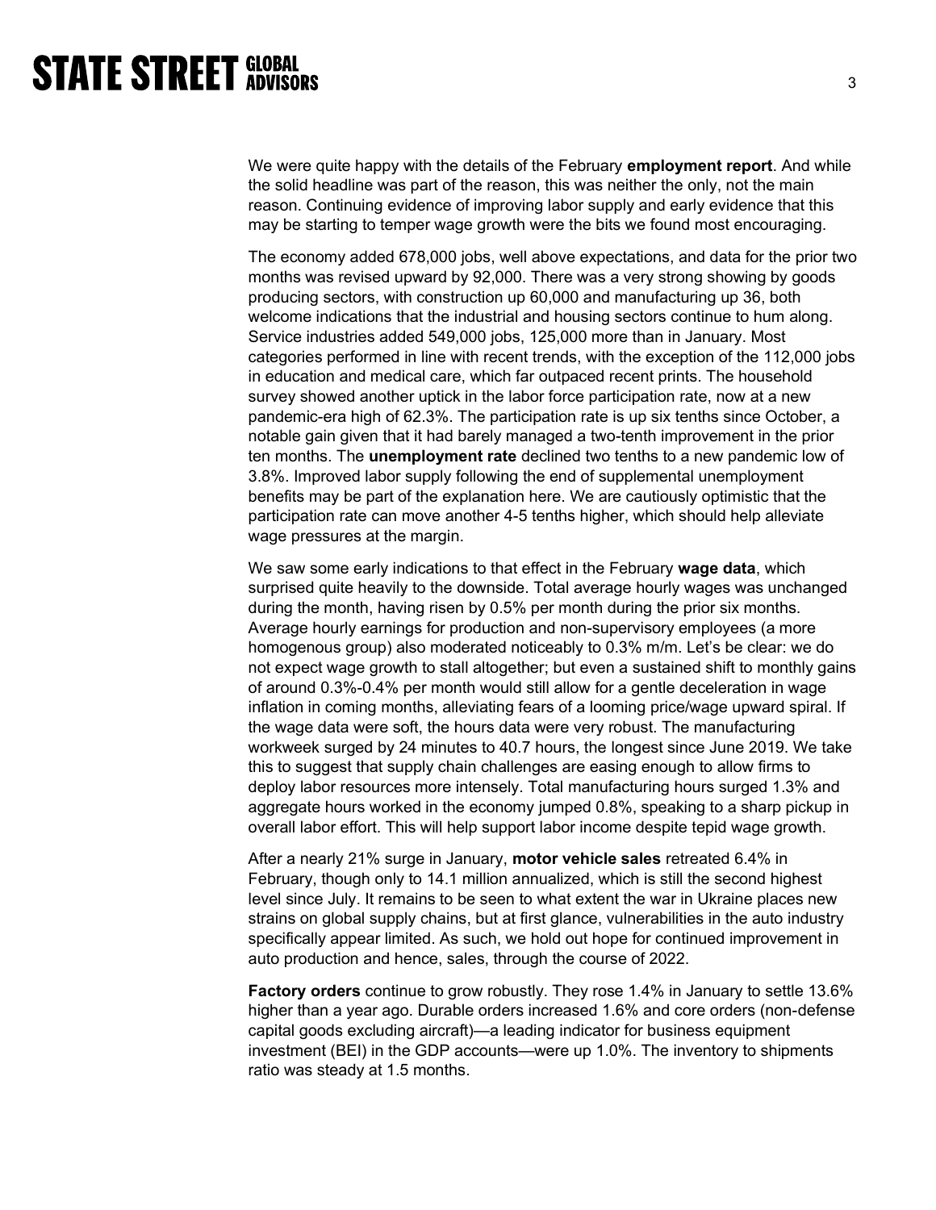We were quite happy with the details of the February **employment report**. And while the solid headline was part of the reason, this was neither the only, not the main reason. Continuing evidence of improving labor supply and early evidence that this may be starting to temper wage growth were the bits we found most encouraging.

The economy added 678,000 jobs, well above expectations, and data for the prior two months was revised upward by 92,000. There was a very strong showing by goods producing sectors, with construction up 60,000 and manufacturing up 36, both welcome indications that the industrial and housing sectors continue to hum along. Service industries added 549,000 jobs, 125,000 more than in January. Most categories performed in line with recent trends, with the exception of the 112,000 jobs in education and medical care, which far outpaced recent prints. The household survey showed another uptick in the labor force participation rate, now at a new pandemic-era high of 62.3%. The participation rate is up six tenths since October, a notable gain given that it had barely managed a two-tenth improvement in the prior ten months. The **unemployment rate** declined two tenths to a new pandemic low of 3.8%. Improved labor supply following the end of supplemental unemployment benefits may be part of the explanation here. We are cautiously optimistic that the participation rate can move another 4-5 tenths higher, which should help alleviate wage pressures at the margin.

We saw some early indications to that effect in the February **wage data**, which surprised quite heavily to the downside. Total average hourly wages was unchanged during the month, having risen by 0.5% per month during the prior six months. Average hourly earnings for production and non-supervisory employees (a more homogenous group) also moderated noticeably to 0.3% m/m. Let's be clear: we do not expect wage growth to stall altogether; but even a sustained shift to monthly gains of around 0.3%-0.4% per month would still allow for a gentle deceleration in wage inflation in coming months, alleviating fears of a looming price/wage upward spiral. If the wage data were soft, the hours data were very robust. The manufacturing workweek surged by 24 minutes to 40.7 hours, the longest since June 2019. We take this to suggest that supply chain challenges are easing enough to allow firms to deploy labor resources more intensely. Total manufacturing hours surged 1.3% and aggregate hours worked in the economy jumped 0.8%, speaking to a sharp pickup in overall labor effort. This will help support labor income despite tepid wage growth.

After a nearly 21% surge in January, **motor vehicle sales** retreated 6.4% in February, though only to 14.1 million annualized, which is still the second highest level since July. It remains to be seen to what extent the war in Ukraine places new strains on global supply chains, but at first glance, vulnerabilities in the auto industry specifically appear limited. As such, we hold out hope for continued improvement in auto production and hence, sales, through the course of 2022.

**Factory orders** continue to grow robustly. They rose 1.4% in January to settle 13.6% higher than a year ago. Durable orders increased 1.6% and core orders (non-defense capital goods excluding aircraft)—a leading indicator for business equipment investment (BEI) in the GDP accounts—were up 1.0%. The inventory to shipments ratio was steady at 1.5 months.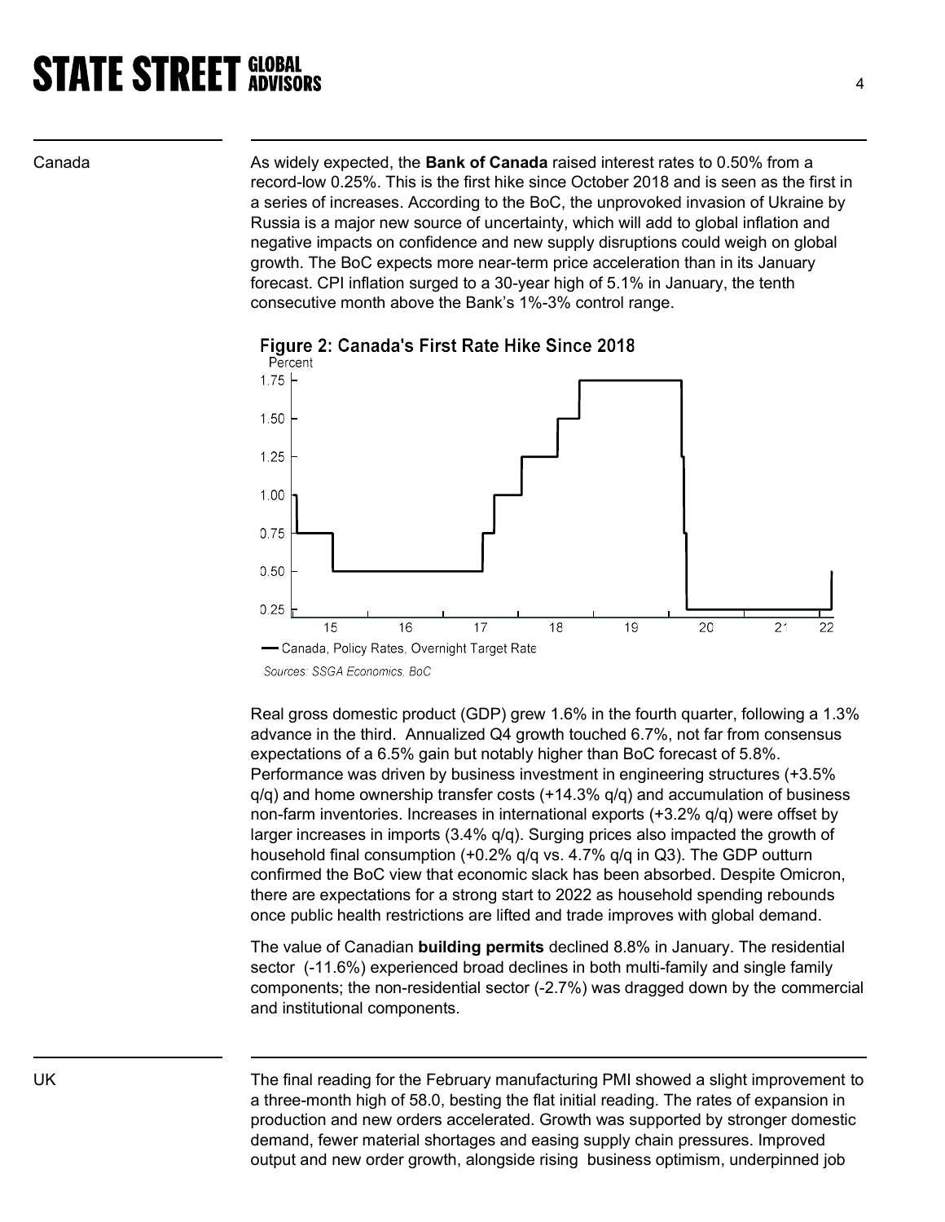Canada

As widely expected, the **Bank of Canada** raised interest rates to 0.50% from a record-low 0.25%. This is the first hike since October 2018 and is seen as the first in a series of increases. According to the BoC, the unprovoked invasion of Ukraine by Russia is a major new source of uncertainty, which will add to global inflation and negative impacts on confidence and new supply disruptions could weigh on global growth. The BoC expects more near-term price acceleration than in its January forecast. CPI inflation surged to a 30-year high of 5.1% in January, the tenth consecutive month above the Bank's 1%-3% control range.

**Figure 2: Canada's First Rate Hike Since 2018**

Sources: SSGA Economics, BoC

Real gross domestic product (GDP) grew 1.6% in the fourth quarter, following a 1.3% advance in the third. Annualized Q4 growth touched 6.7%, not far from consensus expectations of a 6.5% gain but notably higher than BoC forecast of 5.8%. Performance was driven by business investment in engineering structures (+3.5% q/q) and home ownership transfer costs (+14.3% q/q) and accumulation of business non-farm inventories. Increases in international exports (+3.2% q/q) were offset by larger increases in imports (3.4% q/q). Surging prices also impacted the growth of household final consumption (+0.2% q/q vs. 4.7% q/q in Q3). The GDP outturn confirmed the BoC view that economic slack has been absorbed. Despite Omicron, there are expectations for a strong start to 2022 as household spending rebounds once public health restrictions are lifted and trade improves with global demand.

The value of Canadian **building permits** declined 8.8% in January. The residential sector (-11.6%) experienced broad declines in both multi-family and single family components; the non-residential sector (-2.7%) was dragged down by the commercial and institutional components.

UK

The final reading for the February manufacturing PMI showed a slight improvement to a three-month high of 58.0, besting the flat initial reading. The rates of expansion in production and new orders accelerated. Growth was supported by stronger domestic demand, fewer material shortages and easing supply chain pressures. Improved output and new order growth, alongside rising business optimism, underpinned job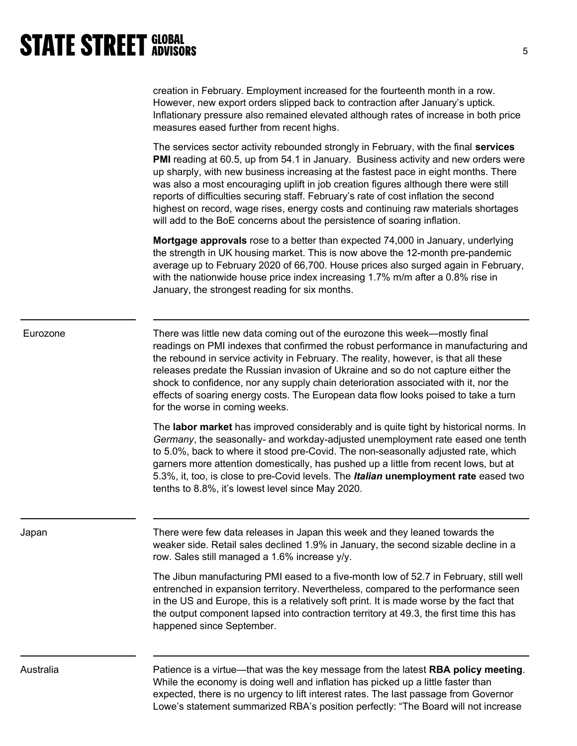creation in February. Employment increased for the fourteenth month in a row. However, new export orders slipped back to contraction after January's uptick. Inflationary pressure also remained elevated although rates of increase in both price measures eased further from recent highs.

The services sector activity rebounded strongly in February, with the final **services PMI** reading at 60.5, up from 54.1 in January. Business activity and new orders were up sharply, with new business increasing at the fastest pace in eight months. There was also a most encouraging uplift in job creation figures although there were still reports of difficulties securing staff. February's rate of cost inflation the second highest on record, wage rises, energy costs and continuing raw materials shortages will add to the BoE concerns about the persistence of soaring inflation.

**Mortgage approvals** rose to a better than expected 74,000 in January, underlying the strength in UK housing market. This is now above the 12-month pre-pandemic average up to February 2020 of 66,700. House prices also surged again in February, with the nationwide house price index increasing 1.7% m/m after a 0.8% rise in January, the strongest reading for six months.

## Eurozone

There was little new data coming out of the eurozone this week—mostly final readings on PMI indexes that confirmed the robust performance in manufacturing and the rebound in service activity in February. The reality, however, is that all these releases predate the Russian invasion of Ukraine and so do not capture either the shock to confidence, nor any supply chain deterioration associated with it, nor the effects of soaring energy costs. The European data flow looks poised to take a turn for the worse in coming weeks.

The **labor market** has improved considerably and is quite tight by historical norms. In *Germany*, the seasonally- and workday-adjusted unemployment rate eased one tenth to 5.0%, back to where it stood pre-Covid. The non-seasonally adjusted rate, which garners more attention domestically, has pushed up a little from recent lows, but at 5.3%, it, too, is close to pre-Covid levels. The ***Italian*** **unemployment rate** eased two tenths to 8.8%, it's lowest level since May 2020.

## Japan

There were few data releases in Japan this week and they leaned towards the weaker side. Retail sales declined 1.9% in January, the second sizable decline in a row. Sales still managed a 1.6% increase y/y.

The Jibun manufacturing PMI eased to a five-month low of 52.7 in February, still well entrenched in expansion territory. Nevertheless, compared to the performance seen in the US and Europe, this is a relatively soft print. It is made worse by the fact that the output component lapsed into contraction territory at 49.3, the first time this has happened since September.

## Australia

Patience is a virtue—that was the key message from the latest **RBA policy meeting**. While the economy is doing well and inflation has picked up a little faster than expected, there is no urgency to lift interest rates. The last passage from Governor Lowe's statement summarized RBA's position perfectly: "The Board will not increase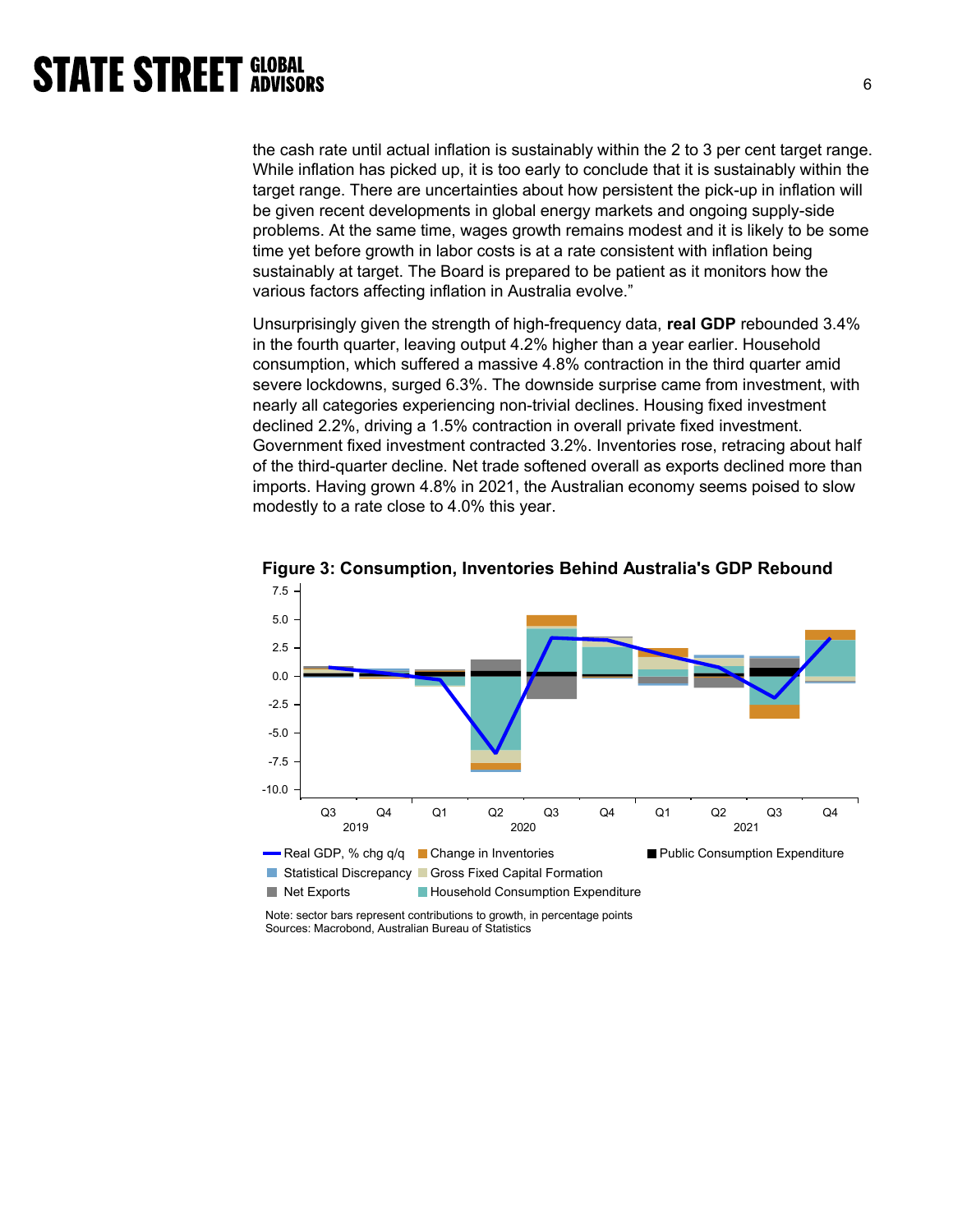the cash rate until actual inflation is sustainably within the 2 to 3 per cent target range. While inflation has picked up, it is too early to conclude that it is sustainably within the target range. There are uncertainties about how persistent the pick-up in inflation will be given recent developments in global energy markets and ongoing supply-side problems. At the same time, wages growth remains modest and it is likely to be some time yet before growth in labor costs is at a rate consistent with inflation being sustainably at target. The Board is prepared to be patient as it monitors how the various factors affecting inflation in Australia evolve."

Unsurprisingly given the strength of high-frequency data, **real GDP** rebounded 3.4% in the fourth quarter, leaving output 4.2% higher than a year earlier. Household consumption, which suffered a massive 4.8% contraction in the third quarter amid severe lockdowns, surged 6.3%. The downside surprise came from investment, with nearly all categories experiencing non-trivial declines. Housing fixed investment declined 2.2%, driving a 1.5% contraction in overall private fixed investment. Government fixed investment contracted 3.2%. Inventories rose, retracing about half of the third-quarter decline. Net trade softened overall as exports declined more than imports. Having grown 4.8% in 2021, the Australian economy seems poised to slow modestly to a rate close to 4.0% this year.

**Figure 3: Consumption, Inventories Behind Australia's GDP Rebound**

Legend: Real GDP, % chg q/q; Change in Inventories; Public Consumption Expenditure; Statistical Discrepancy; Gross Fixed Capital Formation; Net Exports; Household Consumption Expenditure

Note: sector bars represent contributions to growth, in percentage points
Sources: Macrobond, Australian Bureau of Statistics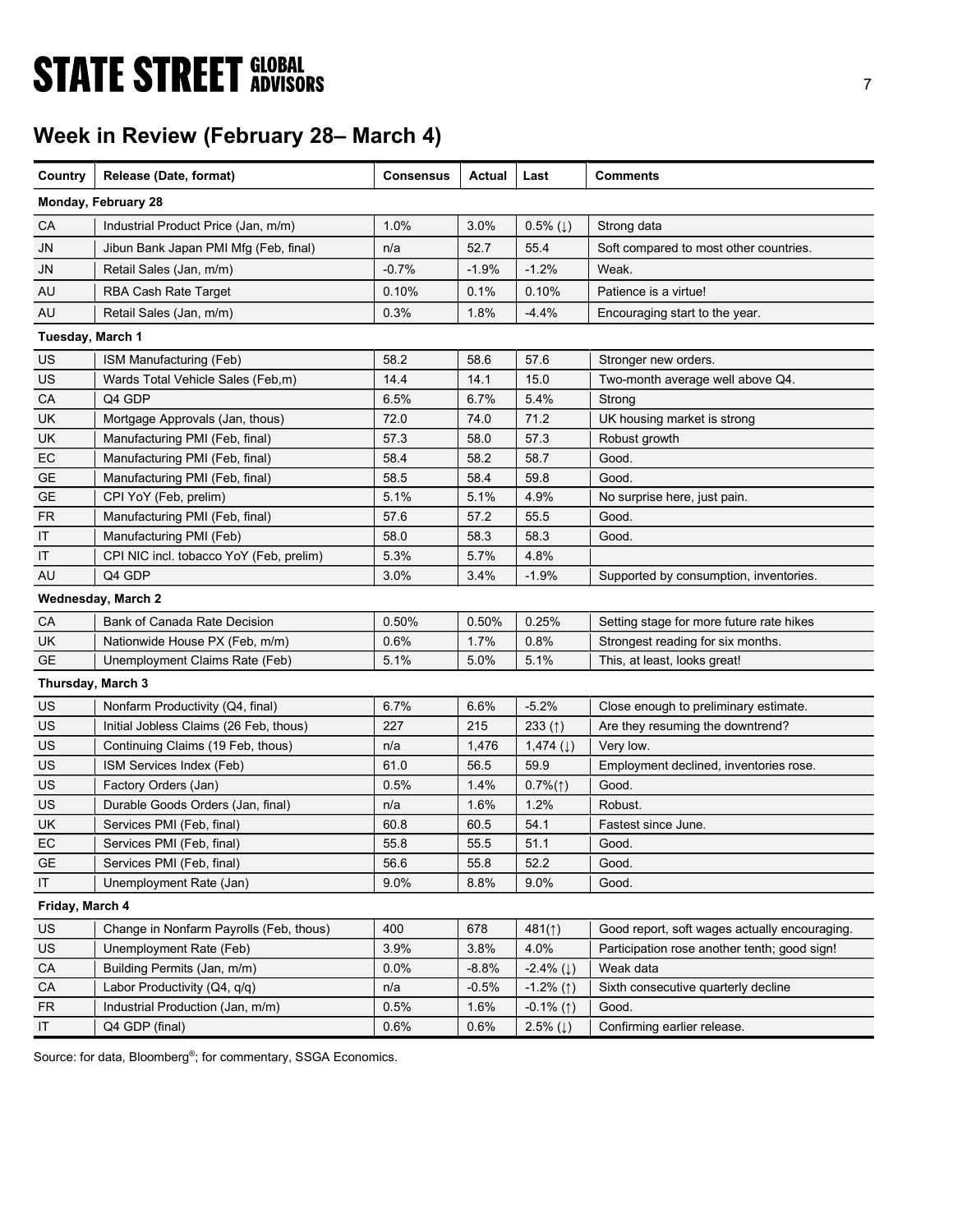## Week in Review (February 28– March 4)

| Country | Release (Date, format) | Consensus | Actual | Last | Comments |
|---|---|---|---|---|---|
| **Monday, February 28** | | | | | |
| CA | Industrial Product Price (Jan, m/m) | 1.0% | 3.0% | 0.5% (↓) | Strong data |
| JN | Jibun Bank Japan PMI Mfg (Feb, final) | n/a | 52.7 | 55.4 | Soft compared to most other countries. |
| JN | Retail Sales (Jan, m/m) | -0.7% | -1.9% | -1.2% | Weak. |
| AU | RBA Cash Rate Target | 0.10% | 0.1% | 0.10% | Patience is a virtue! |
| AU | Retail Sales (Jan, m/m) | 0.3% | 1.8% | -4.4% | Encouraging start to the year. |
| **Tuesday, March 1** | | | | | |
| US | ISM Manufacturing (Feb) | 58.2 | 58.6 | 57.6 | Stronger new orders. |
| US | Wards Total Vehicle Sales (Feb,m) | 14.4 | 14.1 | 15.0 | Two-month average well above Q4. |
| CA | Q4 GDP | 6.5% | 6.7% | 5.4% | Strong |
| UK | Mortgage Approvals (Jan, thous) | 72.0 | 74.0 | 71.2 | UK housing market is strong |
| UK | Manufacturing PMI (Feb, final) | 57.3 | 58.0 | 57.3 | Robust growth |
| EC | Manufacturing PMI (Feb, final) | 58.4 | 58.2 | 58.7 | Good. |
| GE | Manufacturing PMI (Feb, final) | 58.5 | 58.4 | 59.8 | Good. |
| GE | CPI YoY (Feb, prelim) | 5.1% | 5.1% | 4.9% | No surprise here, just pain. |
| FR | Manufacturing PMI (Feb, final) | 57.6 | 57.2 | 55.5 | Good. |
| IT | Manufacturing PMI (Feb) | 58.0 | 58.3 | 58.3 | Good. |
| IT | CPI NIC incl. tobacco YoY (Feb, prelim) | 5.3% | 5.7% | 4.8% | |
| AU | Q4 GDP | 3.0% | 3.4% | -1.9% | Supported by consumption, inventories. |
| **Wednesday, March 2** | | | | | |
| CA | Bank of Canada Rate Decision | 0.50% | 0.50% | 0.25% | Setting stage for more future rate hikes |
| UK | Nationwide House PX (Feb, m/m) | 0.6% | 1.7% | 0.8% | Strongest reading for six months. |
| GE | Unemployment Claims Rate (Feb) | 5.1% | 5.0% | 5.1% | This, at least, looks great! |
| **Thursday, March 3** | | | | | |
| US | Nonfarm Productivity (Q4, final) | 6.7% | 6.6% | -5.2% | Close enough to preliminary estimate. |
| US | Initial Jobless Claims (26 Feb, thous) | 227 | 215 | 233 (↑) | Are they resuming the downtrend? |
| US | Continuing Claims (19 Feb, thous) | n/a | 1,476 | 1,474 (↓) | Very low. |
| US | ISM Services Index (Feb) | 61.0 | 56.5 | 59.9 | Employment declined, inventories rose. |
| US | Factory Orders (Jan) | 0.5% | 1.4% | 0.7%(↑) | Good. |
| US | Durable Goods Orders (Jan, final) | n/a | 1.6% | 1.2% | Robust. |
| UK | Services PMI (Feb, final) | 60.8 | 60.5 | 54.1 | Fastest since June. |
| EC | Services PMI (Feb, final) | 55.8 | 55.5 | 51.1 | Good. |
| GE | Services PMI (Feb, final) | 56.6 | 55.8 | 52.2 | Good. |
| IT | Unemployment Rate (Jan) | 9.0% | 8.8% | 9.0% | Good. |
| **Friday, March 4** | | | | | |
| US | Change in Nonfarm Payrolls (Feb, thous) | 400 | 678 | 481(↑) | Good report, soft wages actually encouraging. |
| US | Unemployment Rate (Feb) | 3.9% | 3.8% | 4.0% | Participation rose another tenth; good sign! |
| CA | Building Permits (Jan, m/m) | 0.0% | -8.8% | -2.4% (↓) | Weak data |
| CA | Labor Productivity (Q4, q/q) | n/a | -0.5% | -1.2% (↑) | Sixth consecutive quarterly decline |
| FR | Industrial Production (Jan, m/m) | 0.5% | 1.6% | -0.1% (↑) | Good. |
| IT | Q4 GDP (final) | 0.6% | 0.6% | 2.5% (↓) | Confirming earlier release. |

Source: for data, Bloomberg®; for commentary, SSGA Economics.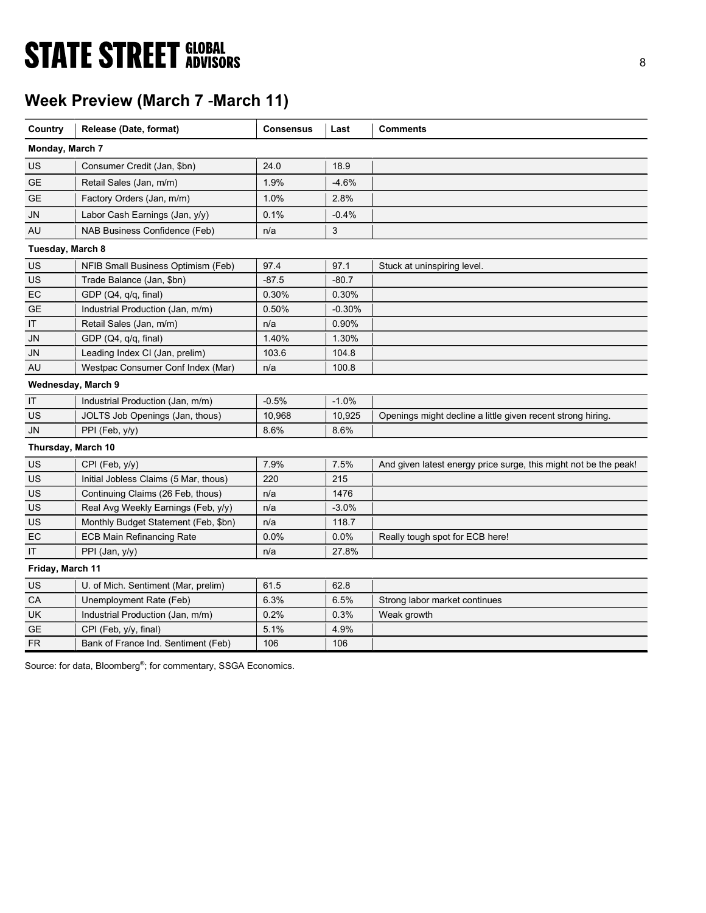## Week Preview (March 7 -March 11)

| Country | Release (Date, format) | Consensus | Last | Comments |
|---|---|---|---|---|
| **Monday, March 7** | | | | |
| US | Consumer Credit (Jan, $bn) | 24.0 | 18.9 | |
| GE | Retail Sales (Jan, m/m) | 1.9% | -4.6% | |
| GE | Factory Orders (Jan, m/m) | 1.0% | 2.8% | |
| JN | Labor Cash Earnings (Jan, y/y) | 0.1% | -0.4% | |
| AU | NAB Business Confidence (Feb) | n/a | 3 | |
| **Tuesday, March 8** | | | | |
| US | NFIB Small Business Optimism (Feb) | 97.4 | 97.1 | Stuck at uninspiring level. |
| US | Trade Balance (Jan, $bn) | -87.5 | -80.7 | |
| EC | GDP (Q4, q/q, final) | 0.30% | 0.30% | |
| GE | Industrial Production (Jan, m/m) | 0.50% | -0.30% | |
| IT | Retail Sales (Jan, m/m) | n/a | 0.90% | |
| JN | GDP (Q4, q/q, final) | 1.40% | 1.30% | |
| JN | Leading Index CI (Jan, prelim) | 103.6 | 104.8 | |
| AU | Westpac Consumer Conf Index (Mar) | n/a | 100.8 | |
| **Wednesday, March 9** | | | | |
| IT | Industrial Production (Jan, m/m) | -0.5% | -1.0% | |
| US | JOLTS Job Openings (Jan, thous) | 10,968 | 10,925 | Openings might decline a little given recent strong hiring. |
| JN | PPI (Feb, y/y) | 8.6% | 8.6% | |
| **Thursday, March 10** | | | | |
| US | CPI (Feb, y/y) | 7.9% | 7.5% | And given latest energy price surge, this might not be the peak! |
| US | Initial Jobless Claims (5 Mar, thous) | 220 | 215 | |
| US | Continuing Claims (26 Feb, thous) | n/a | 1476 | |
| US | Real Avg Weekly Earnings (Feb, y/y) | n/a | -3.0% | |
| US | Monthly Budget Statement (Feb, $bn) | n/a | 118.7 | |
| EC | ECB Main Refinancing Rate | 0.0% | 0.0% | Really tough spot for ECB here! |
| IT | PPI (Jan, y/y) | n/a | 27.8% | |
| **Friday, March 11** | | | | |
| US | U. of Mich. Sentiment (Mar, prelim) | 61.5 | 62.8 | |
| CA | Unemployment Rate (Feb) | 6.3% | 6.5% | Strong labor market continues |
| UK | Industrial Production (Jan, m/m) | 0.2% | 0.3% | Weak growth |
| GE | CPI (Feb, y/y, final) | 5.1% | 4.9% | |
| FR | Bank of France Ind. Sentiment (Feb) | 106 | 106 | |

Source: for data, Bloomberg®; for commentary, SSGA Economics.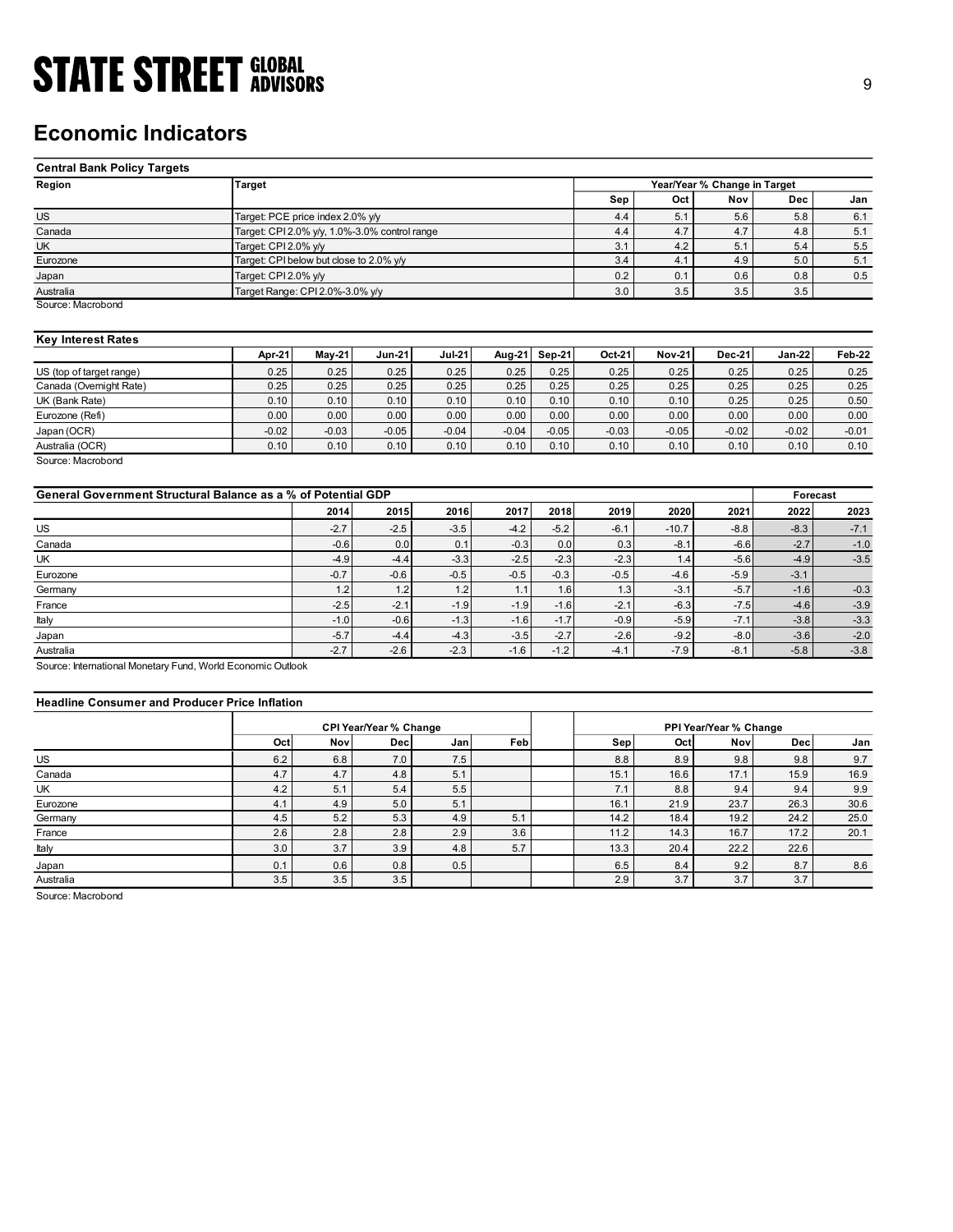## Economic Indicators

### Central Bank Policy Targets

| Region | Target | Year/Year % Change in Target | | | | |
|---|---|---|---|---|---|---|
| | | Sep | Oct | Nov | Dec | Jan |
| US | Target: PCE price index 2.0% y/y | 4.4 | 5.1 | 5.6 | 5.8 | 6.1 |
| Canada | Target: CPI 2.0% y/y, 1.0%-3.0% control range | 4.4 | 4.7 | 4.7 | 4.8 | 5.1 |
| UK | Target: CPI 2.0% y/y | 3.1 | 4.2 | 5.1 | 5.4 | 5.5 |
| Eurozone | Target: CPI below but close to 2.0% y/y | 3.4 | 4.1 | 4.9 | 5.0 | 5.1 |
| Japan | Target: CPI 2.0% y/y | 0.2 | 0.1 | 0.6 | 0.8 | 0.5 |
| Australia | Target Range: CPI 2.0%-3.0% y/y | 3.0 | 3.5 | 3.5 | 3.5 | |

Source: Macrobond

### Key Interest Rates

| | Apr-21 | May-21 | Jun-21 | Jul-21 | Aug-21 | Sep-21 | Oct-21 | Nov-21 | Dec-21 | Jan-22 | Feb-22 |
|---|---|---|---|---|---|---|---|---|---|---|---|
| US (top of target range) | 0.25 | 0.25 | 0.25 | 0.25 | 0.25 | 0.25 | 0.25 | 0.25 | 0.25 | 0.25 | 0.25 |
| Canada (Overnight Rate) | 0.25 | 0.25 | 0.25 | 0.25 | 0.25 | 0.25 | 0.25 | 0.25 | 0.25 | 0.25 | 0.25 |
| UK (Bank Rate) | 0.10 | 0.10 | 0.10 | 0.10 | 0.10 | 0.10 | 0.10 | 0.10 | 0.25 | 0.25 | 0.50 |
| Eurozone (Refi) | 0.00 | 0.00 | 0.00 | 0.00 | 0.00 | 0.00 | 0.00 | 0.00 | 0.00 | 0.00 | 0.00 |
| Japan (OCR) | -0.02 | -0.03 | -0.05 | -0.04 | -0.04 | -0.05 | -0.03 | -0.05 | -0.02 | -0.02 | -0.01 |
| Australia (OCR) | 0.10 | 0.10 | 0.10 | 0.10 | 0.10 | 0.10 | 0.10 | 0.10 | 0.10 | 0.10 | 0.10 |

Source: Macrobond

### General Government Structural Balance as a % of Potential GDP

| | 2014 | 2015 | 2016 | 2017 | 2018 | 2019 | 2020 | 2021 | Forecast 2022 | Forecast 2023 |
|---|---|---|---|---|---|---|---|---|---|---|
| US | -2.7 | -2.5 | -3.5 | -4.2 | -5.2 | -6.1 | -10.7 | -8.8 | -8.3 | -7.1 |
| Canada | -0.6 | 0.0 | 0.1 | -0.3 | 0.0 | 0.3 | -8.1 | -6.6 | -2.7 | -1.0 |
| UK | -4.9 | -4.4 | -3.3 | -2.5 | -2.3 | -2.3 | 1.4 | -5.6 | -4.9 | -3.5 |
| Eurozone | -0.7 | -0.6 | -0.5 | -0.5 | -0.3 | -0.5 | -4.6 | -5.9 | -3.1 | |
| Germany | 1.2 | 1.2 | 1.2 | 1.1 | 1.6 | 1.3 | -3.1 | -5.7 | -1.6 | -0.3 |
| France | -2.5 | -2.1 | -1.9 | -1.9 | -1.6 | -2.1 | -6.3 | -7.5 | -4.6 | -3.9 |
| Italy | -1.0 | -0.6 | -1.3 | -1.6 | -1.7 | -0.9 | -5.9 | -7.1 | -3.8 | -3.3 |
| Japan | -5.7 | -4.4 | -4.3 | -3.5 | -2.7 | -2.6 | -9.2 | -8.0 | -3.6 | -2.0 |
| Australia | -2.7 | -2.6 | -2.3 | -1.6 | -1.2 | -4.1 | -7.9 | -8.1 | -5.8 | -3.8 |

Source: International Monetary Fund, World Economic Outlook

### Headline Consumer and Producer Price Inflation

| | CPI Year/Year % Change | | | | | PPI Year/Year % Change | | | | |
|---|---|---|---|---|---|---|---|---|---|---|
| | Oct | Nov | Dec | Jan | Feb | Sep | Oct | Nov | Dec | Jan |
| US | 6.2 | 6.8 | 7.0 | 7.5 | | 8.8 | 8.9 | 9.8 | 9.8 | 9.7 |
| Canada | 4.7 | 4.7 | 4.8 | 5.1 | | 15.1 | 16.6 | 17.1 | 15.9 | 16.9 |
| UK | 4.2 | 5.1 | 5.4 | 5.5 | | 7.1 | 8.8 | 9.4 | 9.4 | 9.9 |
| Eurozone | 4.1 | 4.9 | 5.0 | 5.1 | | 16.1 | 21.9 | 23.7 | 26.3 | 30.6 |
| Germany | 4.5 | 5.2 | 5.3 | 4.9 | 5.1 | 14.2 | 18.4 | 19.2 | 24.2 | 25.0 |
| France | 2.6 | 2.8 | 2.8 | 2.9 | 3.6 | 11.2 | 14.3 | 16.7 | 17.2 | 20.1 |
| Italy | 3.0 | 3.7 | 3.9 | 4.8 | 5.7 | 13.3 | 20.4 | 22.2 | 22.6 | |
| Japan | 0.1 | 0.6 | 0.8 | 0.5 | | 6.5 | 8.4 | 9.2 | 8.7 | 8.6 |
| Australia | 3.5 | 3.5 | 3.5 | | | 2.9 | 3.7 | 3.7 | 3.7 | |

Source: Macrobond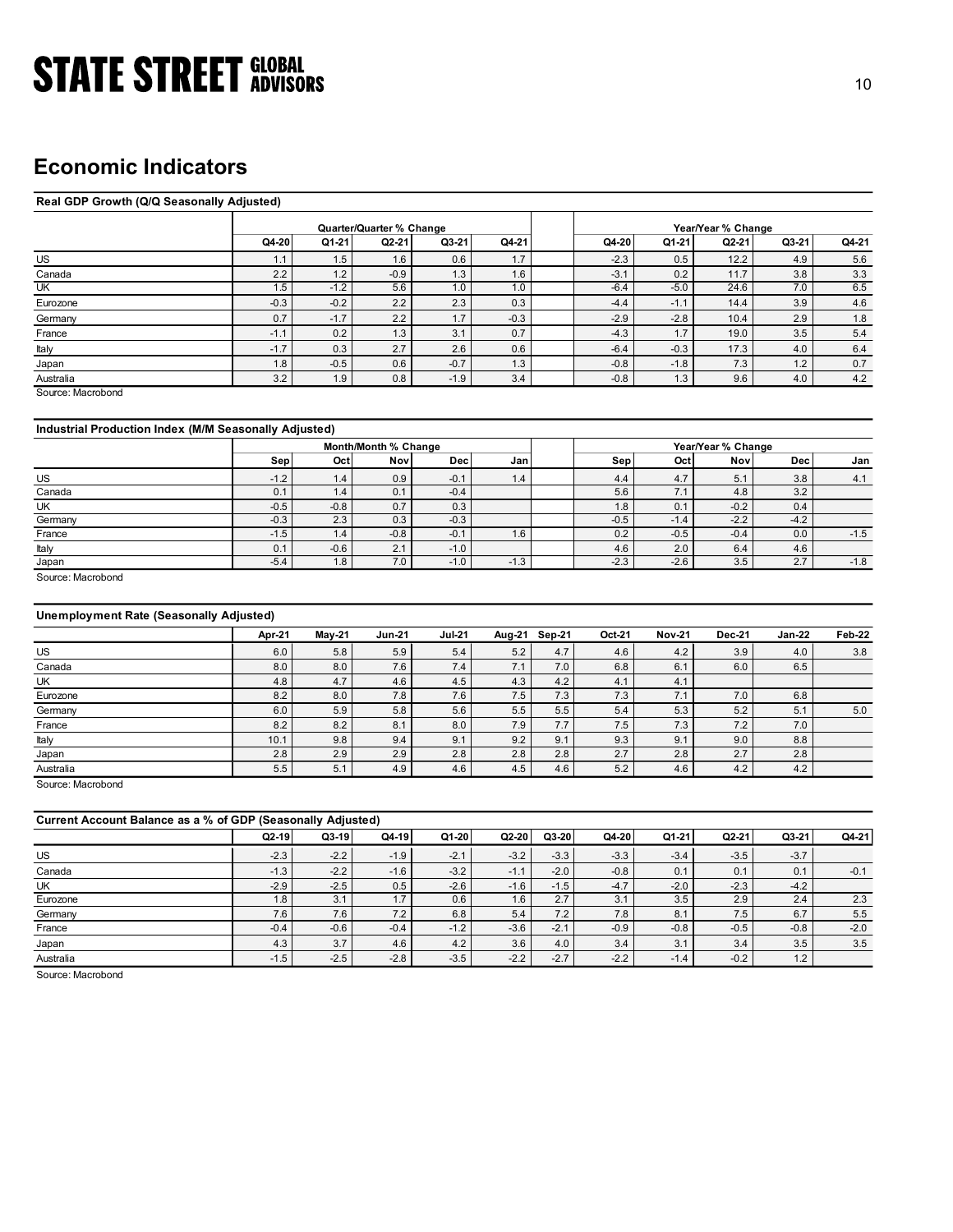## Economic Indicators

**Real GDP Growth (Q/Q Seasonally Adjusted)**

| | Quarter/Quarter % Change | | | | | Year/Year % Change | | | | |
|---|---|---|---|---|---|---|---|---|---|---|
| | Q4-20 | Q1-21 | Q2-21 | Q3-21 | Q4-21 | Q4-20 | Q1-21 | Q2-21 | Q3-21 | Q4-21 |
| US | 1.1 | 1.5 | 1.6 | 0.6 | 1.7 | -2.3 | 0.5 | 12.2 | 4.9 | 5.6 |
| Canada | 2.2 | 1.2 | -0.9 | 1.3 | 1.6 | -3.1 | 0.2 | 11.7 | 3.8 | 3.3 |
| UK | 1.5 | -1.2 | 5.6 | 1.0 | 1.0 | -6.4 | -5.0 | 24.6 | 7.0 | 6.5 |
| Eurozone | -0.3 | -0.2 | 2.2 | 2.3 | 0.3 | -4.4 | -1.1 | 14.4 | 3.9 | 4.6 |
| Germany | 0.7 | -1.7 | 2.2 | 1.7 | -0.3 | -2.9 | -2.8 | 10.4 | 2.9 | 1.8 |
| France | -1.1 | 0.2 | 1.3 | 3.1 | 0.7 | -4.3 | 1.7 | 19.0 | 3.5 | 5.4 |
| Italy | -1.7 | 0.3 | 2.7 | 2.6 | 0.6 | -6.4 | -0.3 | 17.3 | 4.0 | 6.4 |
| Japan | 1.8 | -0.5 | 0.6 | -0.7 | 1.3 | -0.8 | -1.8 | 7.3 | 1.2 | 0.7 |
| Australia | 3.2 | 1.9 | 0.8 | -1.9 | 3.4 | -0.8 | 1.3 | 9.6 | 4.0 | 4.2 |

Source: Macrobond

**Industrial Production Index (M/M Seasonally Adjusted)**

| | Month/Month % Change | | | | | Year/Year % Change | | | | |
|---|---|---|---|---|---|---|---|---|---|---|
| | Sep | Oct | Nov | Dec | Jan | Sep | Oct | Nov | Dec | Jan |
| US | -1.2 | 1.4 | 0.9 | -0.1 | 1.4 | 4.4 | 4.7 | 5.1 | 3.8 | 4.1 |
| Canada | 0.1 | 1.4 | 0.1 | -0.4 | | 5.6 | 7.1 | 4.8 | 3.2 | |
| UK | -0.5 | -0.8 | 0.7 | 0.3 | | 1.8 | 0.1 | -0.2 | 0.4 | |
| Germany | -0.3 | 2.3 | 0.3 | -0.3 | | -0.5 | -1.4 | -2.2 | -4.2 | |
| France | -1.5 | 1.4 | -0.8 | -0.1 | 1.6 | 0.2 | -0.5 | -0.4 | 0.0 | -1.5 |
| Italy | 0.1 | -0.6 | 2.1 | -1.0 | | 4.6 | 2.0 | 6.4 | 4.6 | |
| Japan | -5.4 | 1.8 | 7.0 | -1.0 | -1.3 | -2.3 | -2.6 | 3.5 | 2.7 | -1.8 |

Source: Macrobond

**Unemployment Rate (Seasonally Adjusted)**

| | Apr-21 | May-21 | Jun-21 | Jul-21 | Aug-21 | Sep-21 | Oct-21 | Nov-21 | Dec-21 | Jan-22 | Feb-22 |
|---|---|---|---|---|---|---|---|---|---|---|---|
| US | 6.0 | 5.8 | 5.9 | 5.4 | 5.2 | 4.7 | 4.6 | 4.2 | 3.9 | 4.0 | 3.8 |
| Canada | 8.0 | 8.0 | 7.6 | 7.4 | 7.1 | 7.0 | 6.8 | 6.1 | 6.0 | 6.5 | |
| UK | 4.8 | 4.7 | 4.6 | 4.5 | 4.3 | 4.2 | 4.1 | 4.1 | | | |
| Eurozone | 8.2 | 8.0 | 7.8 | 7.6 | 7.5 | 7.3 | 7.3 | 7.1 | 7.0 | 6.8 | |
| Germany | 6.0 | 5.9 | 5.8 | 5.6 | 5.5 | 5.5 | 5.4 | 5.3 | 5.2 | 5.1 | 5.0 |
| France | 8.2 | 8.2 | 8.1 | 8.0 | 7.9 | 7.7 | 7.5 | 7.3 | 7.2 | 7.0 | |
| Italy | 10.1 | 9.8 | 9.4 | 9.1 | 9.2 | 9.1 | 9.3 | 9.1 | 9.0 | 8.8 | |
| Japan | 2.8 | 2.9 | 2.9 | 2.8 | 2.8 | 2.8 | 2.7 | 2.8 | 2.7 | 2.8 | |
| Australia | 5.5 | 5.1 | 4.9 | 4.6 | 4.5 | 4.6 | 5.2 | 4.6 | 4.2 | 4.2 | |

Source: Macrobond

**Current Account Balance as a % of GDP (Seasonally Adjusted)**

| | Q2-19 | Q3-19 | Q4-19 | Q1-20 | Q2-20 | Q3-20 | Q4-20 | Q1-21 | Q2-21 | Q3-21 | Q4-21 |
|---|---|---|---|---|---|---|---|---|---|---|---|
| US | -2.3 | -2.2 | -1.9 | -2.1 | -3.2 | -3.3 | -3.3 | -3.4 | -3.5 | -3.7 | |
| Canada | -1.3 | -2.2 | -1.6 | -3.2 | -1.1 | -2.0 | -0.8 | 0.1 | 0.1 | 0.1 | -0.1 |
| UK | -2.9 | -2.5 | 0.5 | -2.6 | -1.6 | -1.5 | -4.7 | -2.0 | -2.3 | -4.2 | |
| Eurozone | 1.8 | 3.1 | 1.7 | 0.6 | 1.6 | 2.7 | 3.1 | 3.5 | 2.9 | 2.4 | 2.3 |
| Germany | 7.6 | 7.6 | 7.2 | 6.8 | 5.4 | 7.2 | 7.8 | 8.1 | 7.5 | 6.7 | 5.5 |
| France | -0.4 | -0.6 | -0.4 | -1.2 | -3.6 | -2.1 | -0.9 | -0.8 | -0.5 | -0.8 | -2.0 |
| Japan | 4.3 | 3.7 | 4.6 | 4.2 | 3.6 | 4.0 | 3.4 | 3.1 | 3.4 | 3.5 | 3.5 |
| Australia | -1.5 | -2.5 | -2.8 | -3.5 | -2.2 | -2.7 | -2.2 | -1.4 | -0.2 | 1.2 | |

Source: Macrobond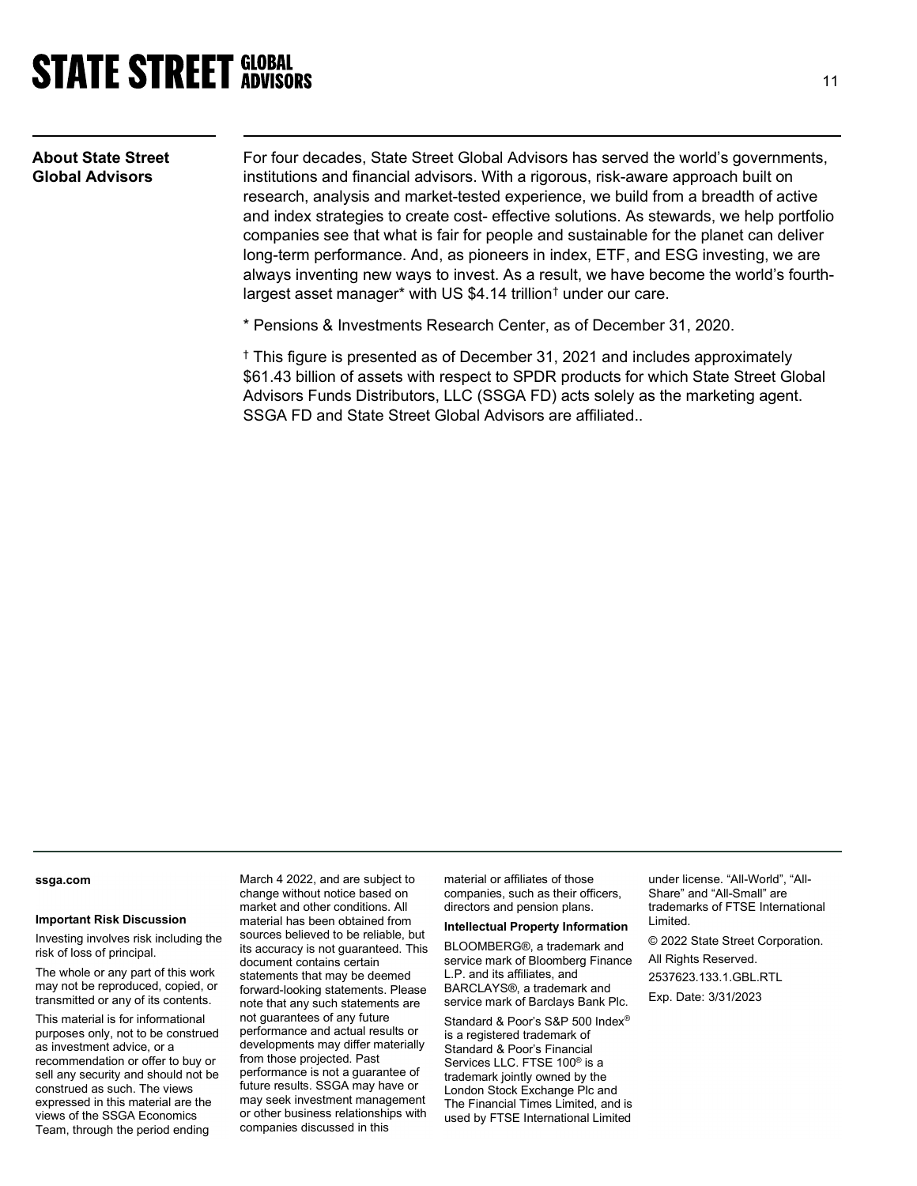## About State Street Global Advisors

For four decades, State Street Global Advisors has served the world's governments, institutions and financial advisors. With a rigorous, risk-aware approach built on research, analysis and market-tested experience, we build from a breadth of active and index strategies to create cost- effective solutions. As stewards, we help portfolio companies see that what is fair for people and sustainable for the planet can deliver long-term performance. And, as pioneers in index, ETF, and ESG investing, we are always inventing new ways to invest. As a result, we have become the world's fourth-largest asset manager* with US $4.14 trillion† under our care.

* Pensions & Investments Research Center, as of December 31, 2020.

† This figure is presented as of December 31, 2021 and includes approximately $61.43 billion of assets with respect to SPDR products for which State Street Global Advisors Funds Distributors, LLC (SSGA FD) acts solely as the marketing agent. SSGA FD and State Street Global Advisors are affiliated..

**ssga.com**

**Important Risk Discussion**

Investing involves risk including the risk of loss of principal.

The whole or any part of this work may not be reproduced, copied, or transmitted or any of its contents.

This material is for informational purposes only, not to be construed as investment advice, or a recommendation or offer to buy or sell any security and should not be construed as such. The views expressed in this material are the views of the SSGA Economics Team, through the period ending March 4 2022, and are subject to change without notice based on market and other conditions. All material has been obtained from sources believed to be reliable, but its accuracy is not guaranteed. This document contains certain statements that may be deemed forward-looking statements. Please note that any such statements are not guarantees of any future performance and actual results or developments may differ materially from those projected. Past performance is not a guarantee of future results. SSGA may have or may seek investment management or other business relationships with companies discussed in this material or affiliates of those companies, such as their officers, directors and pension plans.

**Intellectual Property Information**

BLOOMBERG®, a trademark and service mark of Bloomberg Finance L.P. and its affiliates, and BARCLAYS®, a trademark and service mark of Barclays Bank Plc.

Standard & Poor's S&P 500 Index® is a registered trademark of Standard & Poor's Financial Services LLC. FTSE 100® is a trademark jointly owned by the London Stock Exchange Plc and The Financial Times Limited, and is used by FTSE International Limited under license. "All-World", "All-Share" and "All-Small" are trademarks of FTSE International Limited.

© 2022 State Street Corporation.

All Rights Reserved.

2537623.133.1.GBL.RTL

Exp. Date: 3/31/2023